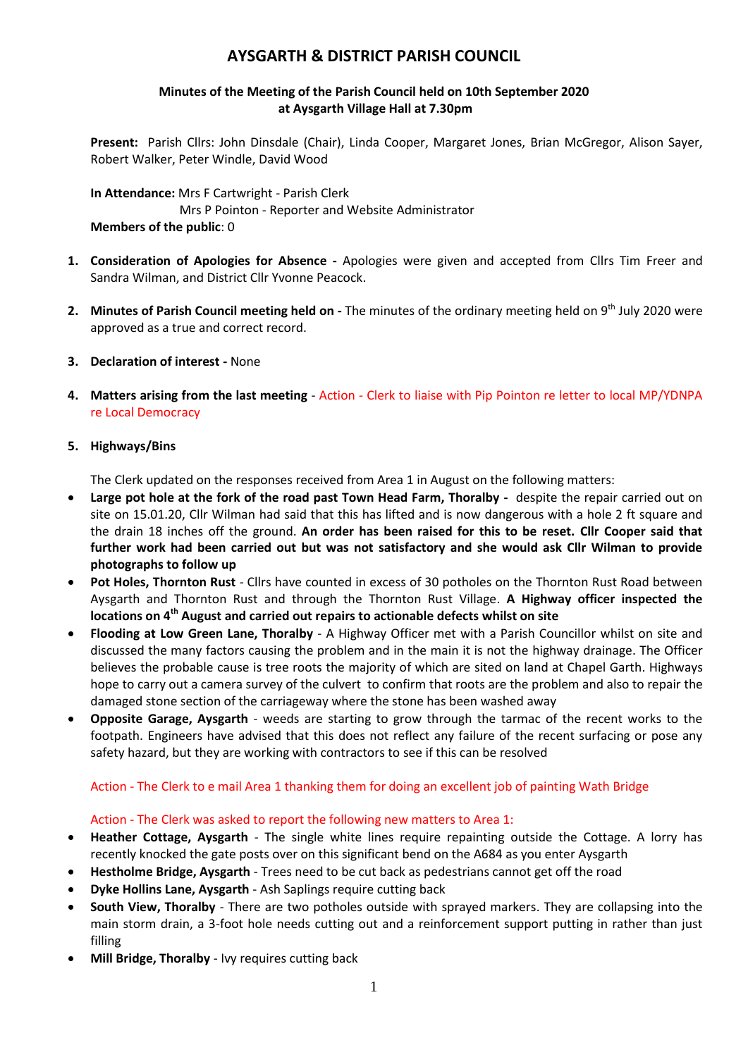# AYSGARTH & DISTRICT PARISH COUNCIL

**Minutes of the Meeting of the Parish Council held on 10th September 2020 at Aysgarth Village Hall at 7.30pm**

**Present:** Parish Cllrs: John Dinsdale (Chair), Linda Cooper, Margaret Jones, Brian McGregor, Alison Sayer, Robert Walker, Peter Windle, David Wood

**In Attendance:** Mrs F Cartwright - Parish Clerk
Mrs P Pointon - Reporter and Website Administrator
**Members of the public**: 0

1. **Consideration of Apologies for Absence -** Apologies were given and accepted from Cllrs Tim Freer and Sandra Wilman, and District Cllr Yvonne Peacock.

2. **Minutes of Parish Council meeting held on -** The minutes of the ordinary meeting held on 9th July 2020 were approved as a true and correct record.

3. **Declaration of interest -** None

4. **Matters arising from the last meeting** - Action - Clerk to liaise with Pip Pointon re letter to local MP/YDNPA re Local Democracy

5. **Highways/Bins**

   The Clerk updated on the responses received from Area 1 in August on the following matters:

- **Large pot hole at the fork of the road past Town Head Farm, Thoralby -** despite the repair carried out on site on 15.01.20, Cllr Wilman had said that this has lifted and is now dangerous with a hole 2 ft square and the drain 18 inches off the ground. **An order has been raised for this to be reset. Cllr Cooper said that further work had been carried out but was not satisfactory and she would ask Cllr Wilman to provide photographs to follow up**
- **Pot Holes, Thornton Rust** - Cllrs have counted in excess of 30 potholes on the Thornton Rust Road between Aysgarth and Thornton Rust and through the Thornton Rust Village. **A Highway officer inspected the locations on 4th August and carried out repairs to actionable defects whilst on site**
- **Flooding at Low Green Lane, Thoralby** - A Highway Officer met with a Parish Councillor whilst on site and discussed the many factors causing the problem and in the main it is not the highway drainage. The Officer believes the probable cause is tree roots the majority of which are sited on land at Chapel Garth. Highways hope to carry out a camera survey of the culvert to confirm that roots are the problem and also to repair the damaged stone section of the carriageway where the stone has been washed away
- **Opposite Garage, Aysgarth** - weeds are starting to grow through the tarmac of the recent works to the footpath. Engineers have advised that this does not reflect any failure of the recent surfacing or pose any safety hazard, but they are working with contractors to see if this can be resolved

Action - The Clerk to e mail Area 1 thanking them for doing an excellent job of painting Wath Bridge

Action - The Clerk was asked to report the following new matters to Area 1:

- **Heather Cottage, Aysgarth** - The single white lines require repainting outside the Cottage. A lorry has recently knocked the gate posts over on this significant bend on the A684 as you enter Aysgarth
- **Hestholme Bridge, Aysgarth** - Trees need to be cut back as pedestrians cannot get off the road
- **Dyke Hollins Lane, Aysgarth** - Ash Saplings require cutting back
- **South View, Thoralby** - There are two potholes outside with sprayed markers. They are collapsing into the main storm drain, a 3-foot hole needs cutting out and a reinforcement support putting in rather than just filling
- **Mill Bridge, Thoralby** - Ivy requires cutting back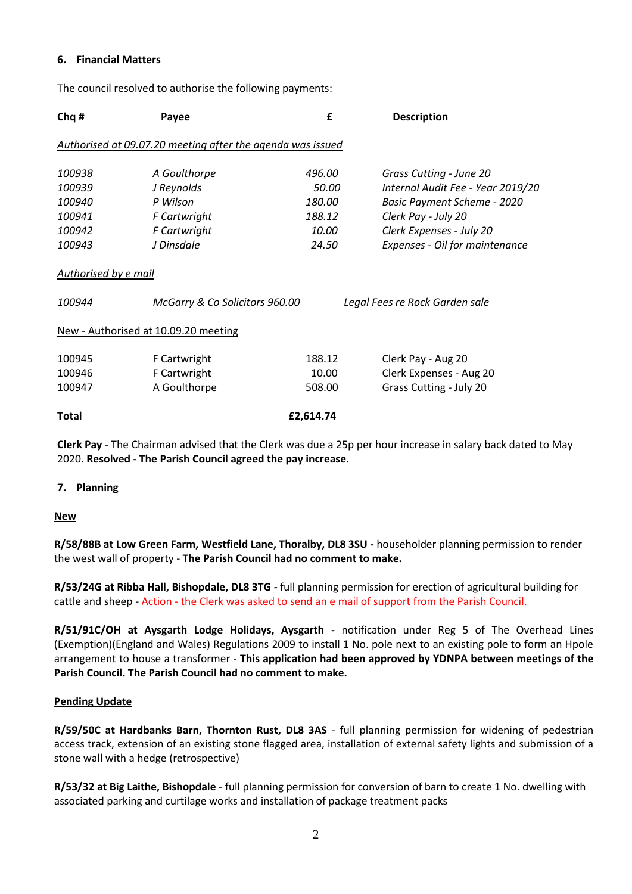### 6. Financial Matters

The council resolved to authorise the following payments:

| Chq # | Payee | £ | Description |
|---|---|---|---|
| *<u>Authorised at 09.07.20 meeting after the agenda was issued</u>* | | | |
| *100938* | *A Goulthorpe* | *496.00* | *Grass Cutting - June 20* |
| *100939* | *J Reynolds* | *50.00* | *Internal Audit Fee - Year 2019/20* |
| *100940* | *P Wilson* | *180.00* | *Basic Payment Scheme - 2020* |
| *100941* | *F Cartwright* | *188.12* | *Clerk Pay - July 20* |
| *100942* | *F Cartwright* | *10.00* | *Clerk Expenses - July 20* |
| *100943* | *J Dinsdale* | *24.50* | *Expenses - Oil for maintenance* |
| *<u>Authorised by e mail</u>* | | | |
| *100944* | *McGarry & Co Solicitors* | *960.00* | *Legal Fees re Rock Garden sale* |
| <u>New - Authorised at 10.09.20 meeting</u> | | | |
| 100945 | F Cartwright | 188.12 | Clerk Pay - Aug 20 |
| 100946 | F Cartwright | 10.00 | Clerk Expenses - Aug 20 |
| 100947 | A Goulthorpe | 508.00 | Grass Cutting - July 20 |
| **Total** | | **£2,614.74** | |

**Clerk Pay** - The Chairman advised that the Clerk was due a 25p per hour increase in salary back dated to May 2020. **Resolved - The Parish Council agreed the pay increase.**

### 7. Planning

**<u>New</u>**

**R/58/88B at Low Green Farm, Westfield Lane, Thoralby, DL8 3SU -** householder planning permission to render the west wall of property - **The Parish Council had no comment to make.**

**R/53/24G at Ribba Hall, Bishopdale, DL8 3TG -** full planning permission for erection of agricultural building for cattle and sheep - Action - the Clerk was asked to send an e mail of support from the Parish Council.

**R/51/91C/OH at Aysgarth Lodge Holidays, Aysgarth -** notification under Reg 5 of The Overhead Lines (Exemption)(England and Wales) Regulations 2009 to install 1 No. pole next to an existing pole to form an Hpole arrangement to house a transformer - **This application had been approved by YDNPA between meetings of the Parish Council. The Parish Council had no comment to make.**

**<u>Pending Update</u>**

**R/59/50C at Hardbanks Barn, Thornton Rust, DL8 3AS** - full planning permission for widening of pedestrian access track, extension of an existing stone flagged area, installation of external safety lights and submission of a stone wall with a hedge (retrospective)

**R/53/32 at Big Laithe, Bishopdale** - full planning permission for conversion of barn to create 1 No. dwelling with associated parking and curtilage works and installation of package treatment packs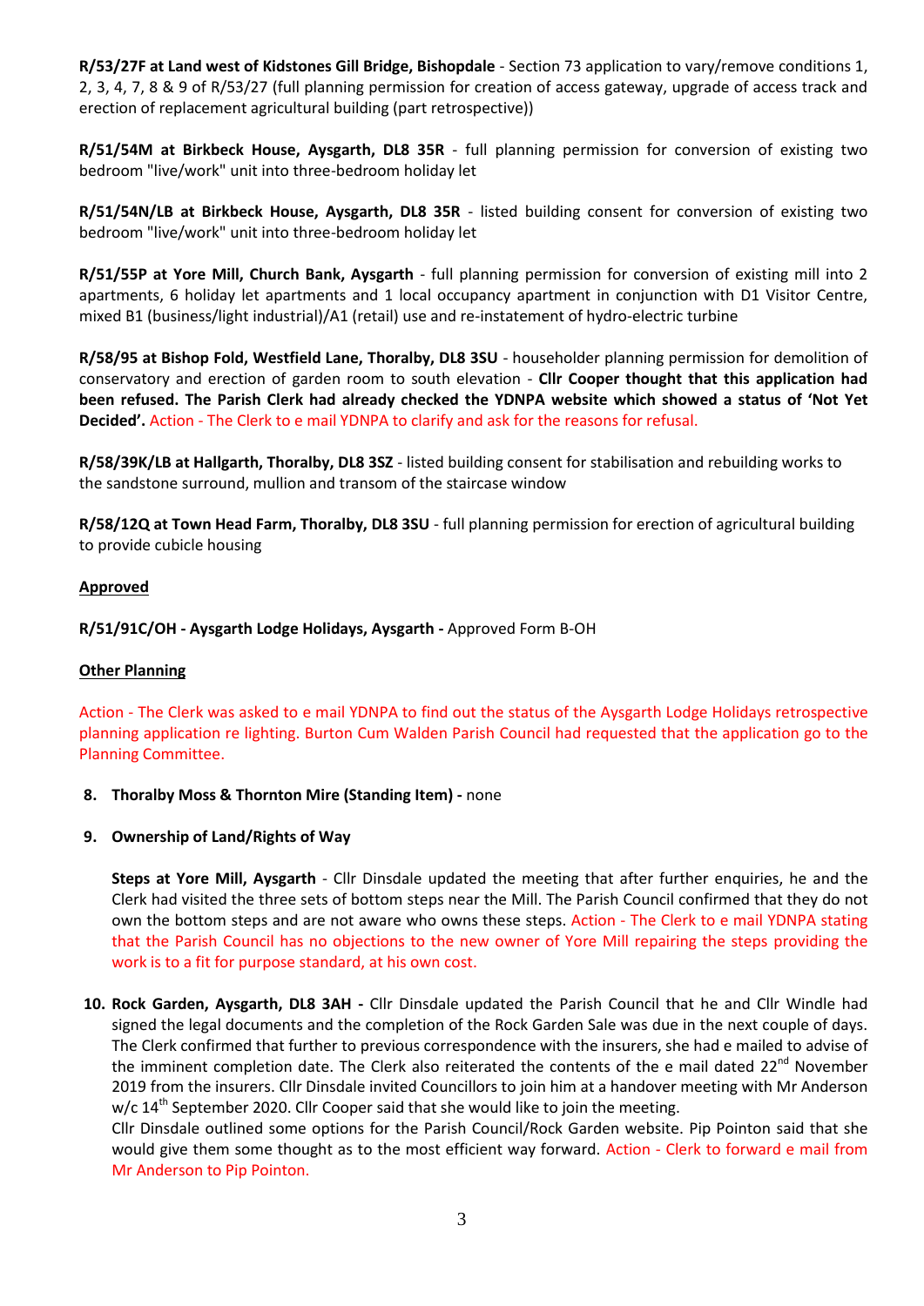**R/53/27F at Land west of Kidstones Gill Bridge, Bishopdale** - Section 73 application to vary/remove conditions 1, 2, 3, 4, 7, 8 & 9 of R/53/27 (full planning permission for creation of access gateway, upgrade of access track and erection of replacement agricultural building (part retrospective))

**R/51/54M at Birkbeck House, Aysgarth, DL8 35R** - full planning permission for conversion of existing two bedroom "live/work" unit into three-bedroom holiday let

**R/51/54N/LB at Birkbeck House, Aysgarth, DL8 35R** - listed building consent for conversion of existing two bedroom "live/work" unit into three-bedroom holiday let

**R/51/55P at Yore Mill, Church Bank, Aysgarth** - full planning permission for conversion of existing mill into 2 apartments, 6 holiday let apartments and 1 local occupancy apartment in conjunction with D1 Visitor Centre, mixed B1 (business/light industrial)/A1 (retail) use and re-instatement of hydro-electric turbine

**R/58/95 at Bishop Fold, Westfield Lane, Thoralby, DL8 3SU** - householder planning permission for demolition of conservatory and erection of garden room to south elevation - **Cllr Cooper thought that this application had been refused. The Parish Clerk had already checked the YDNPA website which showed a status of 'Not Yet Decided'.** Action - The Clerk to e mail YDNPA to clarify and ask for the reasons for refusal.

**R/58/39K/LB at Hallgarth, Thoralby, DL8 3SZ** - listed building consent for stabilisation and rebuilding works to the sandstone surround, mullion and transom of the staircase window

**R/58/12Q at Town Head Farm, Thoralby, DL8 3SU** - full planning permission for erection of agricultural building to provide cubicle housing

**Approved**

**R/51/91C/OH - Aysgarth Lodge Holidays, Aysgarth -** Approved Form B-OH

**Other Planning**

Action - The Clerk was asked to e mail YDNPA to find out the status of the Aysgarth Lodge Holidays retrospective planning application re lighting. Burton Cum Walden Parish Council had requested that the application go to the Planning Committee.

8. **Thoralby Moss & Thornton Mire (Standing Item) -** none

9. **Ownership of Land/Rights of Way**

   **Steps at Yore Mill, Aysgarth** - Cllr Dinsdale updated the meeting that after further enquiries, he and the Clerk had visited the three sets of bottom steps near the Mill. The Parish Council confirmed that they do not own the bottom steps and are not aware who owns these steps. Action - The Clerk to e mail YDNPA stating that the Parish Council has no objections to the new owner of Yore Mill repairing the steps providing the work is to a fit for purpose standard, at his own cost.

10. **Rock Garden, Aysgarth, DL8 3AH -** Cllr Dinsdale updated the Parish Council that he and Cllr Windle had signed the legal documents and the completion of the Rock Garden Sale was due in the next couple of days. The Clerk confirmed that further to previous correspondence with the insurers, she had e mailed to advise of the imminent completion date. The Clerk also reiterated the contents of the e mail dated 22nd November 2019 from the insurers. Cllr Dinsdale invited Councillors to join him at a handover meeting with Mr Anderson w/c 14th September 2020. Cllr Cooper said that she would like to join the meeting.
    Cllr Dinsdale outlined some options for the Parish Council/Rock Garden website. Pip Pointon said that she would give them some thought as to the most efficient way forward. Action - Clerk to forward e mail from Mr Anderson to Pip Pointon.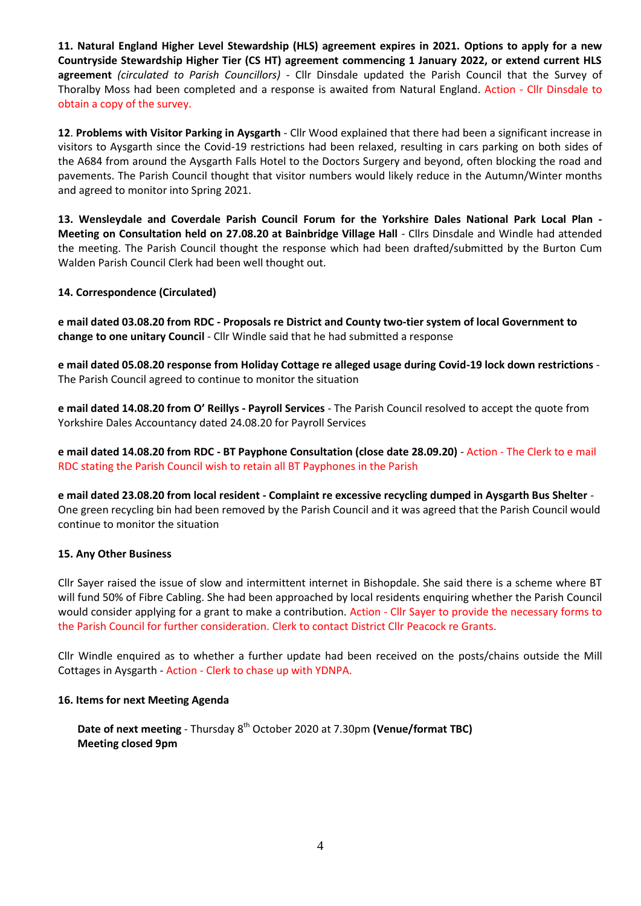**11. Natural England Higher Level Stewardship (HLS) agreement expires in 2021. Options to apply for a new Countryside Stewardship Higher Tier (CS HT) agreement commencing 1 January 2022, or extend current HLS agreement** *(circulated to Parish Councillors)* - Cllr Dinsdale updated the Parish Council that the Survey of Thoralby Moss had been completed and a response is awaited from Natural England. Action - Cllr Dinsdale to obtain a copy of the survey.

**12**. **Problems with Visitor Parking in Aysgarth** - Cllr Wood explained that there had been a significant increase in visitors to Aysgarth since the Covid-19 restrictions had been relaxed, resulting in cars parking on both sides of the A684 from around the Aysgarth Falls Hotel to the Doctors Surgery and beyond, often blocking the road and pavements. The Parish Council thought that visitor numbers would likely reduce in the Autumn/Winter months and agreed to monitor into Spring 2021.

**13. Wensleydale and Coverdale Parish Council Forum for the Yorkshire Dales National Park Local Plan - Meeting on Consultation held on 27.08.20 at Bainbridge Village Hall** - Cllrs Dinsdale and Windle had attended the meeting. The Parish Council thought the response which had been drafted/submitted by the Burton Cum Walden Parish Council Clerk had been well thought out.

**14. Correspondence (Circulated)**

**e mail dated 03.08.20 from RDC - Proposals re District and County two-tier system of local Government to change to one unitary Council** - Cllr Windle said that he had submitted a response

**e mail dated 05.08.20 response from Holiday Cottage re alleged usage during Covid-19 lock down restrictions** - The Parish Council agreed to continue to monitor the situation

**e mail dated 14.08.20 from O' Reillys - Payroll Services** - The Parish Council resolved to accept the quote from Yorkshire Dales Accountancy dated 24.08.20 for Payroll Services

**e mail dated 14.08.20 from RDC - BT Payphone Consultation (close date 28.09.20)** - Action - The Clerk to e mail RDC stating the Parish Council wish to retain all BT Payphones in the Parish

**e mail dated 23.08.20 from local resident - Complaint re excessive recycling dumped in Aysgarth Bus Shelter** - One green recycling bin had been removed by the Parish Council and it was agreed that the Parish Council would continue to monitor the situation

**15. Any Other Business**

Cllr Sayer raised the issue of slow and intermittent internet in Bishopdale. She said there is a scheme where BT will fund 50% of Fibre Cabling. She had been approached by local residents enquiring whether the Parish Council would consider applying for a grant to make a contribution. Action - Cllr Sayer to provide the necessary forms to the Parish Council for further consideration. Clerk to contact District Cllr Peacock re Grants.

Cllr Windle enquired as to whether a further update had been received on the posts/chains outside the Mill Cottages in Aysgarth - Action - Clerk to chase up with YDNPA.

**16. Items for next Meeting Agenda**

**Date of next meeting** - Thursday 8th October 2020 at 7.30pm **(Venue/format TBC)**
**Meeting closed 9pm**